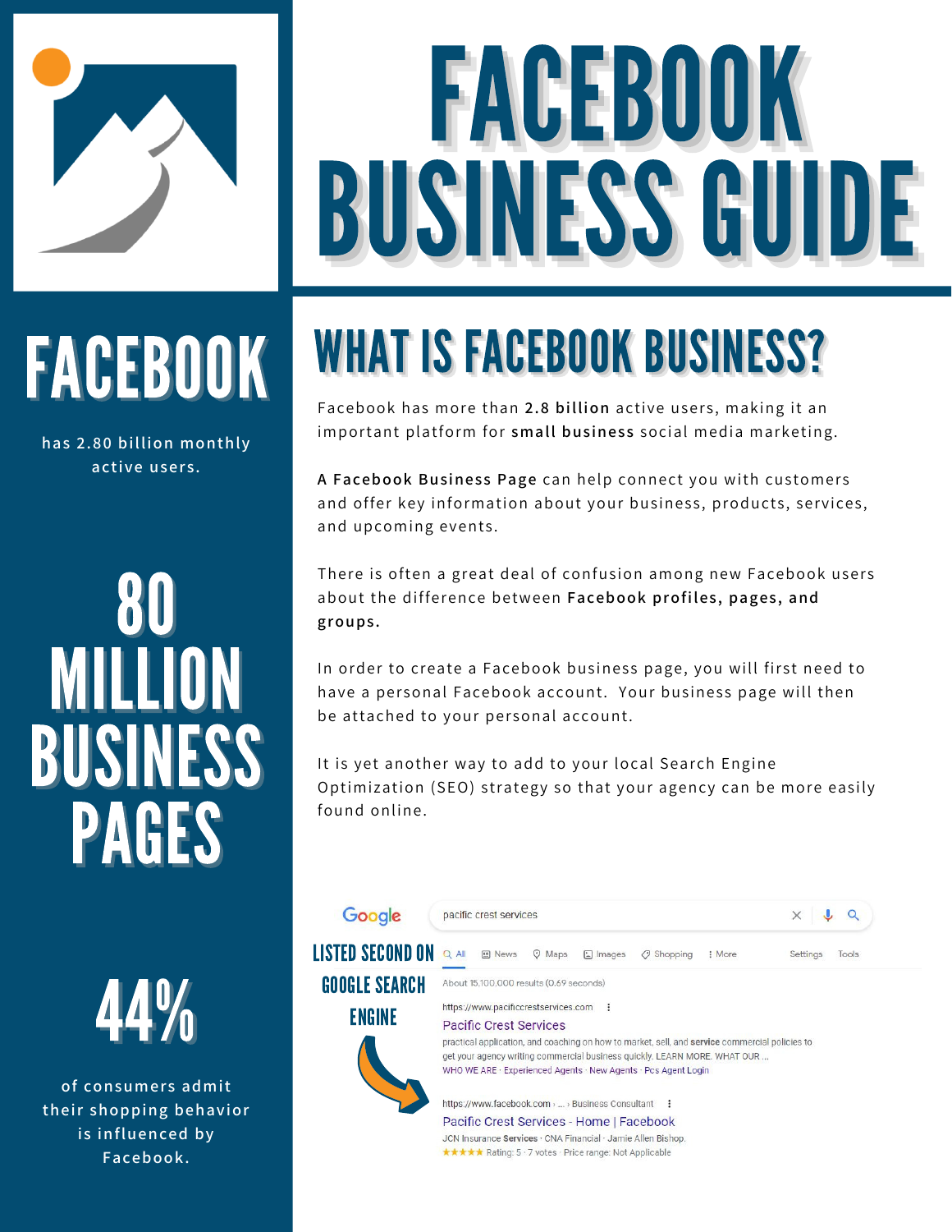# FACEBOOK BUSINESS GUIDE

## FACEBOOK

has 2.80 billion monthly active users.

## 80 MILLION BUSINESS PAGES

## 44%

of consumers admit their shopping behavior is influenced by Facebook.

## WHAT IS FACEBOOK BUSINESS?

Facebook has more than **2.8 billion** active users, making it an important platform for **small business** social media marketing.

**A Facebook Business Page** can help connect you with customers and offer key information about your business, products, services, and upcoming events.

There is often a great deal of confusion among new Facebook users about the difference between **Facebook profiles, pages, and groups.**

In order to create a Facebook business page, you will first need to have a personal Facebook account. Your business page will then be attached to your personal account.

It is yet another way to add to your local Search Engine Optimization (SEO) strategy so that your agency can be more easily found online.

**LISTED SECOND ON GOOGLE SEARCH ENGINE**

Google: pacific crest services

All · News · Maps · Images · Shopping · More · Settings · Tools

About 15,100,000 results (0.69 seconds)

https://www.pacificcrestservices.com

Pacific Crest Services

practical application, and coaching on how to market, sell, and **service** commercial policies to get your agency writing commercial business quickly. LEARN MORE. WHAT OUR ...

WHO WE ARE · Experienced Agents · New Agents · Pcs Agent Login

https://www.facebook.com › ... › Business Consultant

Pacific Crest Services - Home | Facebook

JCN Insurance **Services** · CNA Financial · Jamie Allen Bishop.

★★★★★ Rating: 5 · 7 votes · Price range: Not Applicable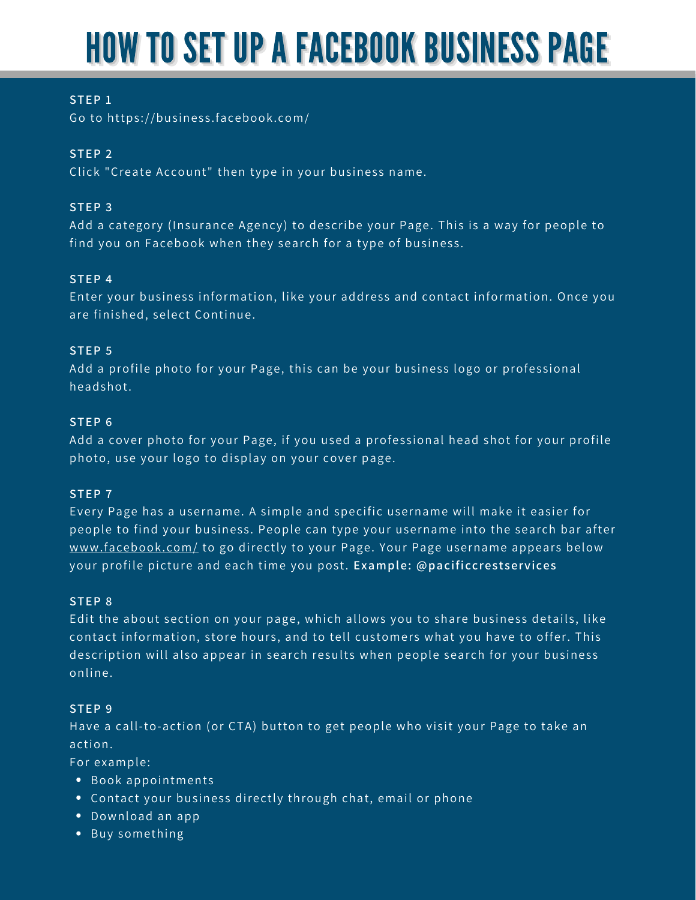# HOW TO SET UP A FACEBOOK BUSINESS PAGE

**STEP 1**
Go to https://business.facebook.com/

**STEP 2**
Click "Create Account" then type in your business name.

**STEP 3**
Add a category (Insurance Agency) to describe your Page. This is a way for people to find you on Facebook when they search for a type of business.

**STEP 4**
Enter your business information, like your address and contact information. Once you are finished, select Continue.

**STEP 5**
Add a profile photo for your Page, this can be your business logo or professional headshot.

**STEP 6**
Add a cover photo for your Page, if you used a professional head shot for your profile photo, use your logo to display on your cover page.

**STEP 7**
Every Page has a username. A simple and specific username will make it easier for people to find your business. People can type your username into the search bar after www.facebook.com/ to go directly to your Page. Your Page username appears below your profile picture and each time you post. **Example: @pacificcrestservices**

**STEP 8**
Edit the about section on your page, which allows you to share business details, like contact information, store hours, and to tell customers what you have to offer. This description will also appear in search results when people search for your business online.

**STEP 9**
Have a call-to-action (or CTA) button to get people who visit your Page to take an action.
For example:

- Book appointments
- Contact your business directly through chat, email or phone
- Download an app
- Buy something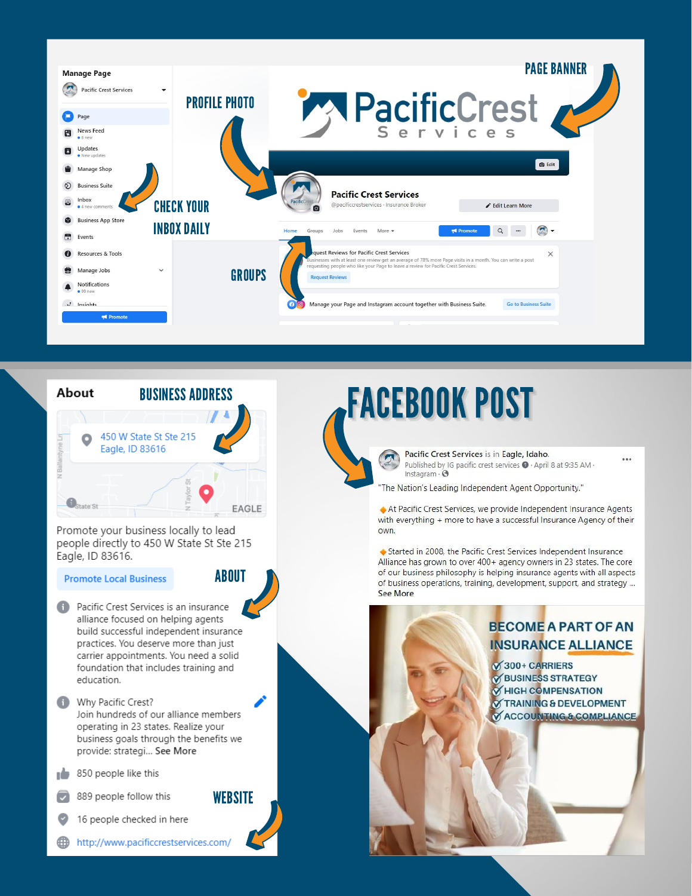PAGE BANNER

PROFILE PHOTO

CHECK YOUR INBOX DAILY

GROUPS

**Manage Page**

Pacific Crest Services

- Page
- News Feed
- Updates
- Manage Shop
- Business Suite
- Inbox
- Business App Store
- Events
- Resources & Tools
- Manage Jobs
- Notifications
- Insights

Promote

PacificCrest Services

**Pacific Crest Services**

@pacificcrestservices · Insurance Broker

Edit Learn More

Home · Groups · Jobs · Events · More

Promote

Request Reviews for Pacific Crest Services

Businesses with at least one review get an average of 78% more Page visits in a month. You can write a post requesting people who like your Page to leave a review for Pacific Crest Services.

Request Reviews

Manage your Page and Instagram account together with Business Suite. Go to Business Suite

## About

BUSINESS ADDRESS

450 W State St Ste 215
Eagle, ID 83616

Promote your business locally to lead people directly to 450 W State St Ste 215 Eagle, ID 83616.

Promote Local Business

ABOUT

Pacific Crest Services is an insurance alliance focused on helping agents build successful independent insurance practices. You deserve more than just carrier appointments. You need a solid foundation that includes training and education.

Why Pacific Crest?
Join hundreds of our alliance members operating in 23 states. Realize your business goals through the benefits we provide: strategi... See More

850 people like this

889 people follow this

16 people checked in here

WEBSITE

http://www.pacificcrestservices.com/

# FACEBOOK POST

**Pacific Crest Services** is in **Eagle, Idaho.**
Published by IG pacific crest services · April 8 at 9:35 AM · Instagram

"The Nation's Leading Independent Agent Opportunity."

🔸At Pacific Crest Services, we provide Independent Insurance Agents with everything + more to have a successful Insurance Agency of their own.

🔸Started in 2008, the Pacific Crest Services Independent Insurance Alliance has grown to over 400+ agency owners in 23 states. The core of our business philosophy is helping insurance agents with all aspects of business operations, training, development, support, and strategy ... See More

BECOME A PART OF AN INSURANCE ALLIANCE

- 300+ CARRIERS
- BUSINESS STRATEGY
- HIGH COMPENSATION
- TRAINING & DEVELOPMENT
- ACCOUNTING & COMPLIANCE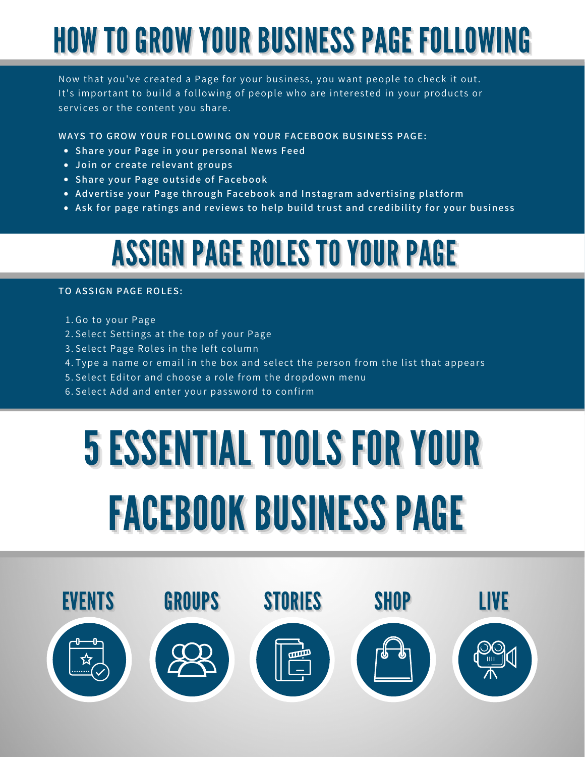# HOW TO GROW YOUR BUSINESS PAGE FOLLOWING

Now that you've created a Page for your business, you want people to check it out. It's important to build a following of people who are interested in your products or services or the content you share.

**WAYS TO GROW YOUR FOLLOWING ON YOUR FACEBOOK BUSINESS PAGE:**

- **Share your Page in your personal News Feed**
- **Join or create relevant groups**
- **Share your Page outside of Facebook**
- **Advertise your Page through Facebook and Instagram advertising platform**
- **Ask for page ratings and reviews to help build trust and credibility for your business**

# ASSIGN PAGE ROLES TO YOUR PAGE

**TO ASSIGN PAGE ROLES:**

1. Go to your Page
2. Select Settings at the top of your Page
3. Select Page Roles in the left column
4. Type a name or email in the box and select the person from the list that appears
5. Select Editor and choose a role from the dropdown menu
6. Select Add and enter your password to confirm

# 5 ESSENTIAL TOOLS FOR YOUR FACEBOOK BUSINESS PAGE

EVENTS

GROUPS

STORIES

SHOP

LIVE